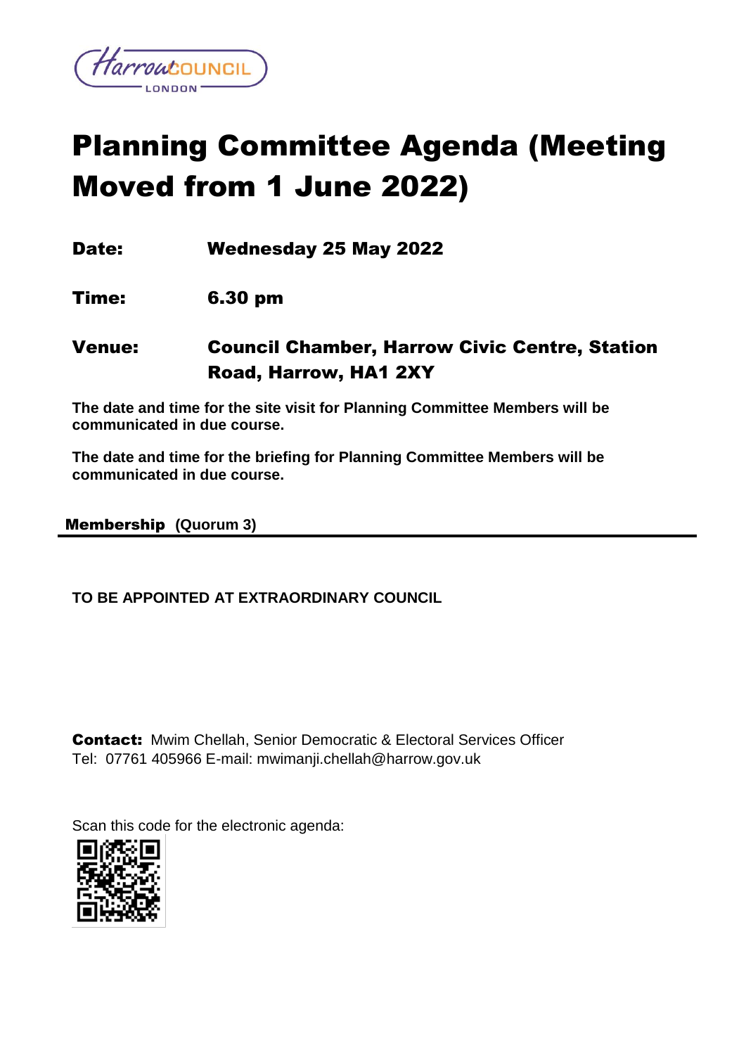# Planning Committee Agenda (Meeting Moved from 1 June 2022)

**Date:** Wednesday 25 May 2022

**Time:** 6.30 pm

**Venue:** Council Chamber, Harrow Civic Centre, Station Road, Harrow, HA1 2XY

**The date and time for the site visit for Planning Committee Members will be communicated in due course.**

**The date and time for the briefing for Planning Committee Members will be communicated in due course.**

**Membership (Quorum 3)**

**TO BE APPOINTED AT EXTRAORDINARY COUNCIL**

**Contact:** Mwim Chellah, Senior Democratic & Electoral Services Officer
Tel: 07761 405966 E-mail: mwimanji.chellah@harrow.gov.uk

Scan this code for the electronic agenda: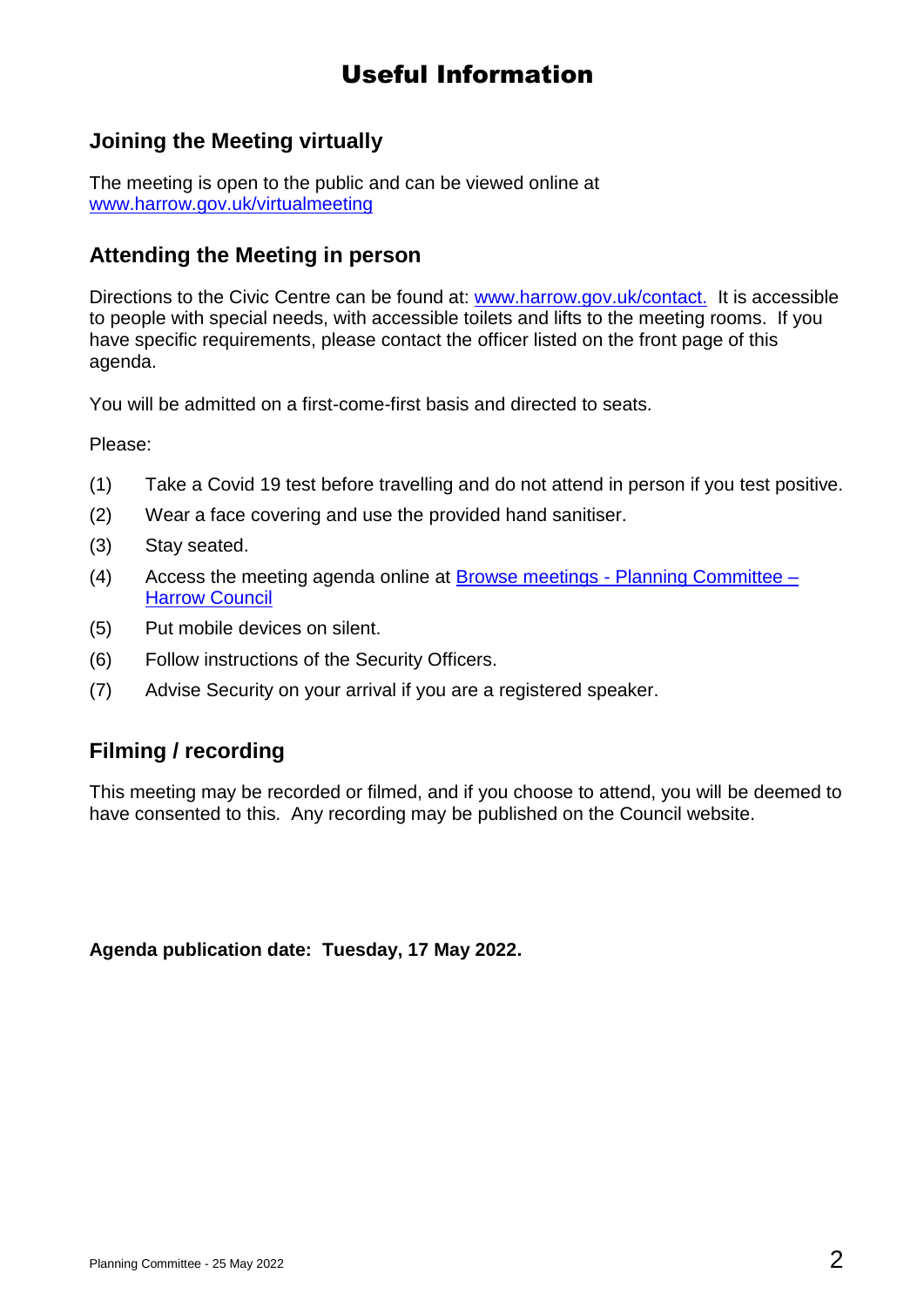# Useful Information

## Joining the Meeting virtually

The meeting is open to the public and can be viewed online at [www.harrow.gov.uk/virtualmeeting](http://www.harrow.gov.uk/virtualmeeting)

## Attending the Meeting in person

Directions to the Civic Centre can be found at: [www.harrow.gov.uk/contact.](http://www.harrow.gov.uk/contact) It is accessible to people with special needs, with accessible toilets and lifts to the meeting rooms. If you have specific requirements, please contact the officer listed on the front page of this agenda.

You will be admitted on a first-come-first basis and directed to seats.

Please:

(1) Take a Covid 19 test before travelling and do not attend in person if you test positive.

(2) Wear a face covering and use the provided hand sanitiser.

(3) Stay seated.

(4) Access the meeting agenda online at Browse meetings - Planning Committee – Harrow Council

(5) Put mobile devices on silent.

(6) Follow instructions of the Security Officers.

(7) Advise Security on your arrival if you are a registered speaker.

## Filming / recording

This meeting may be recorded or filmed, and if you choose to attend, you will be deemed to have consented to this. Any recording may be published on the Council website.

**Agenda publication date: Tuesday, 17 May 2022.**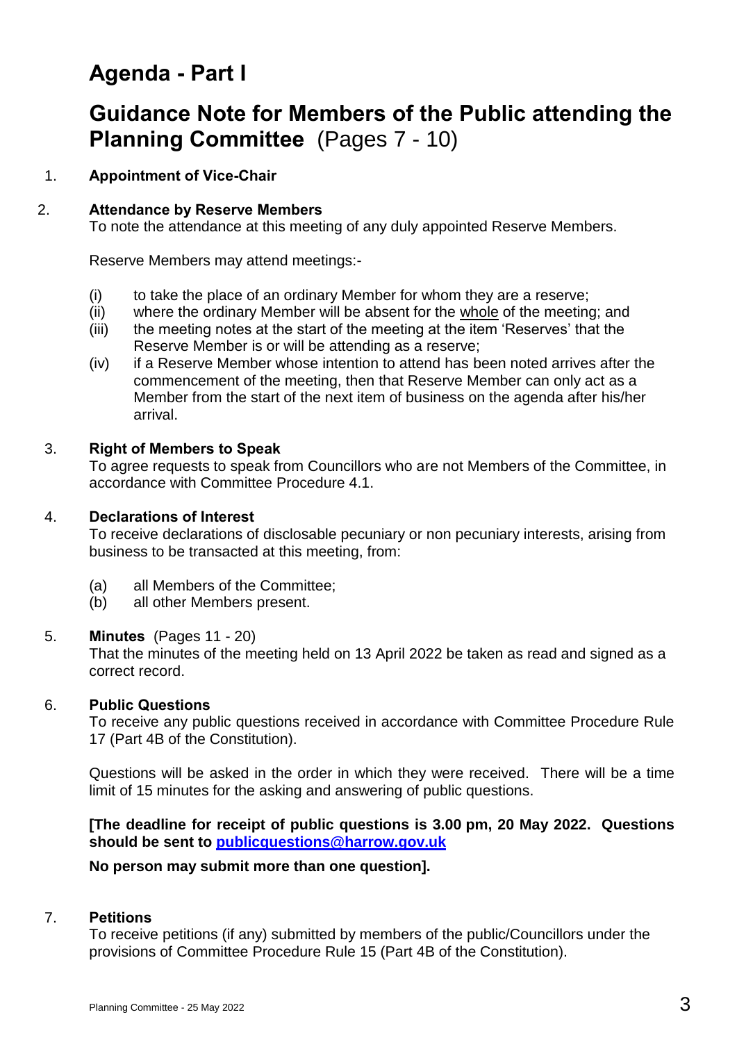# Agenda - Part I

# Guidance Note for Members of the Public attending the Planning Committee (Pages 7 - 10)

1. **Appointment of Vice-Chair**

2. **Attendance by Reserve Members**

   To note the attendance at this meeting of any duly appointed Reserve Members.

   Reserve Members may attend meetings:-

   (i) to take the place of an ordinary Member for whom they are a reserve;
   (ii) where the ordinary Member will be absent for the whole of the meeting; and
   (iii) the meeting notes at the start of the meeting at the item 'Reserves' that the Reserve Member is or will be attending as a reserve;
   (iv) if a Reserve Member whose intention to attend has been noted arrives after the commencement of the meeting, then that Reserve Member can only act as a Member from the start of the next item of business on the agenda after his/her arrival.

3. **Right of Members to Speak**

   To agree requests to speak from Councillors who are not Members of the Committee, in accordance with Committee Procedure 4.1.

4. **Declarations of Interest**

   To receive declarations of disclosable pecuniary or non pecuniary interests, arising from business to be transacted at this meeting, from:

   (a) all Members of the Committee;
   (b) all other Members present.

5. **Minutes** (Pages 11 - 20)

   That the minutes of the meeting held on 13 April 2022 be taken as read and signed as a correct record.

6. **Public Questions**

   To receive any public questions received in accordance with Committee Procedure Rule 17 (Part 4B of the Constitution).

   Questions will be asked in the order in which they were received. There will be a time limit of 15 minutes for the asking and answering of public questions.

   **[The deadline for receipt of public questions is 3.00 pm, 20 May 2022. Questions should be sent to publicquestions@harrow.gov.uk**

   **No person may submit more than one question].**

7. **Petitions**

   To receive petitions (if any) submitted by members of the public/Councillors under the provisions of Committee Procedure Rule 15 (Part 4B of the Constitution).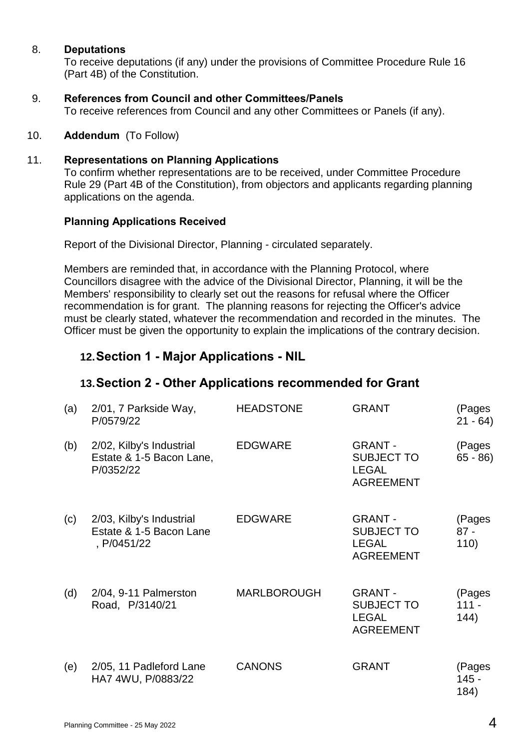8. **Deputations**
   To receive deputations (if any) under the provisions of Committee Procedure Rule 16 (Part 4B) of the Constitution.

9. **References from Council and other Committees/Panels**
   To receive references from Council and any other Committees or Panels (if any).

10. **Addendum** (To Follow)

11. **Representations on Planning Applications**
    To confirm whether representations are to be received, under Committee Procedure Rule 29 (Part 4B of the Constitution), from objectors and applicants regarding planning applications on the agenda.

**Planning Applications Received**

Report of the Divisional Director, Planning - circulated separately.

Members are reminded that, in accordance with the Planning Protocol, where Councillors disagree with the advice of the Divisional Director, Planning, it will be the Members' responsibility to clearly set out the reasons for refusal where the Officer recommendation is for grant. The planning reasons for rejecting the Officer's advice must be clearly stated, whatever the recommendation and recorded in the minutes. The Officer must be given the opportunity to explain the implications of the contrary decision.

## 12. Section 1 - Major Applications - NIL

## 13. Section 2 - Other Applications recommended for Grant

| | | | | |
|---|---|---|---|---|
| (a) | 2/01, 7 Parkside Way, P/0579/22 | HEADSTONE | GRANT | (Pages 21 - 64) |
| (b) | 2/02, Kilby's Industrial Estate & 1-5 Bacon Lane, P/0352/22 | EDGWARE | GRANT - SUBJECT TO LEGAL AGREEMENT | (Pages 65 - 86) |
| (c) | 2/03, Kilby's Industrial Estate & 1-5 Bacon Lane , P/0451/22 | EDGWARE | GRANT - SUBJECT TO LEGAL AGREEMENT | (Pages 87 - 110) |
| (d) | 2/04, 9-11 Palmerston Road, P/3140/21 | MARLBOROUGH | GRANT - SUBJECT TO LEGAL AGREEMENT | (Pages 111 - 144) |
| (e) | 2/05, 11 Padleford Lane HA7 4WU, P/0883/22 | CANONS | GRANT | (Pages 145 - 184) |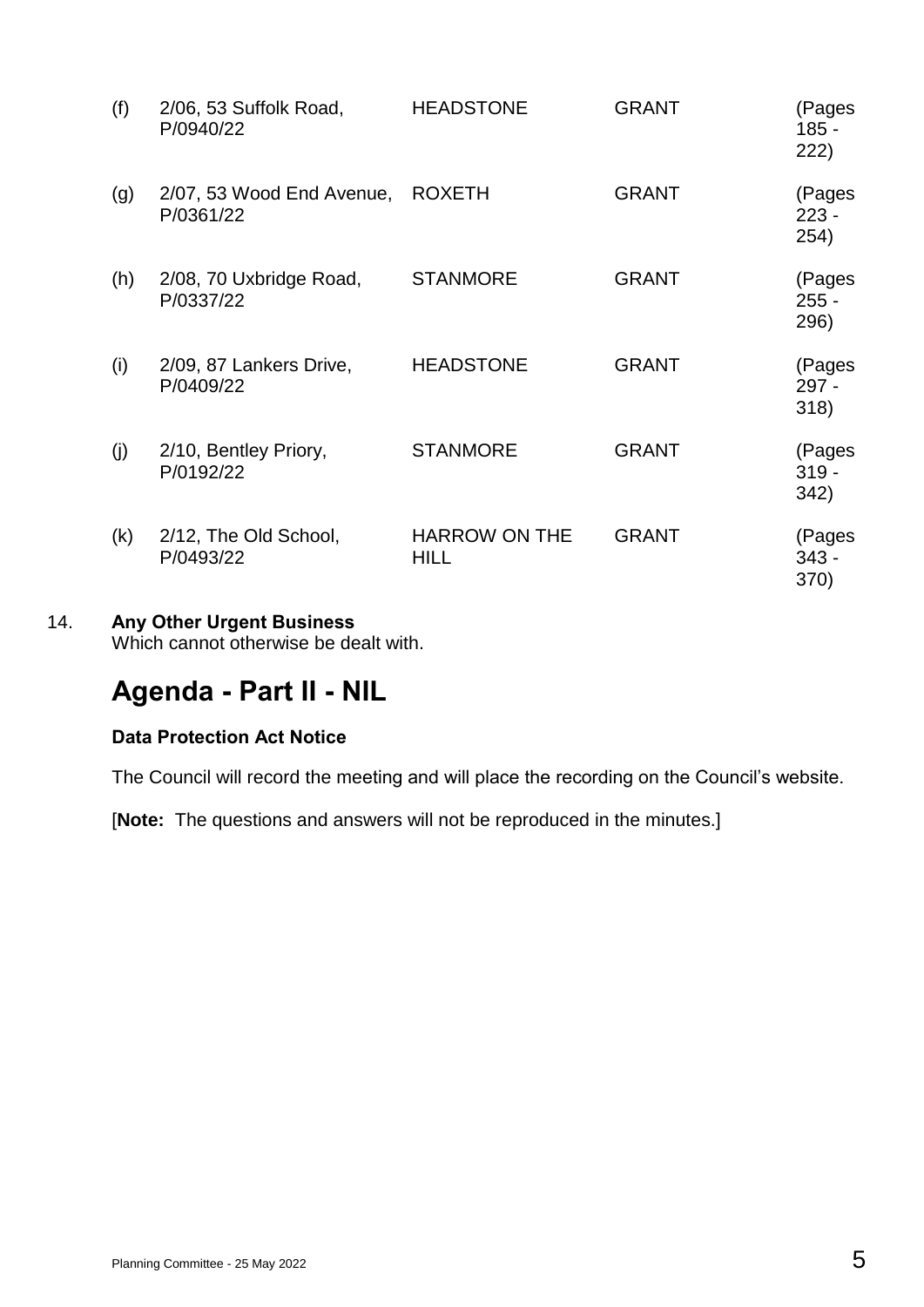| | | | | |
|---|---|---|---|---|
| (f) | 2/06, 53 Suffolk Road, P/0940/22 | HEADSTONE | GRANT | (Pages 185 - 222) |
| (g) | 2/07, 53 Wood End Avenue, P/0361/22 | ROXETH | GRANT | (Pages 223 - 254) |
| (h) | 2/08, 70 Uxbridge Road, P/0337/22 | STANMORE | GRANT | (Pages 255 - 296) |
| (i) | 2/09, 87 Lankers Drive, P/0409/22 | HEADSTONE | GRANT | (Pages 297 - 318) |
| (j) | 2/10, Bentley Priory, P/0192/22 | STANMORE | GRANT | (Pages 319 - 342) |
| (k) | 2/12, The Old School, P/0493/22 | HARROW ON THE HILL | GRANT | (Pages 343 - 370) |

14. **Any Other Urgent Business**
Which cannot otherwise be dealt with.

# Agenda - Part II - NIL

**Data Protection Act Notice**

The Council will record the meeting and will place the recording on the Council's website.

[**Note:** The questions and answers will not be reproduced in the minutes.]